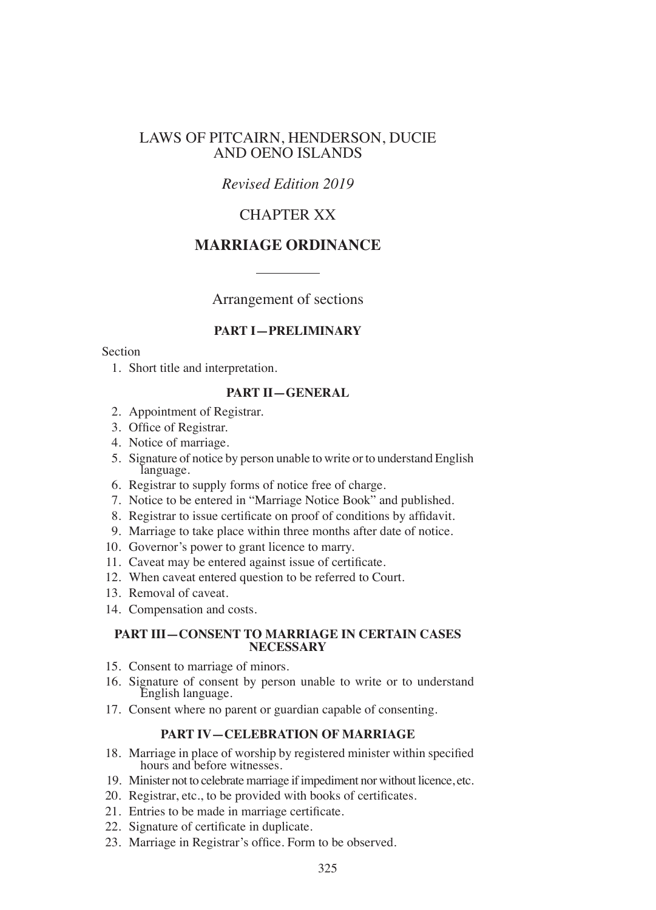# LAWS OF PITCAIRN, HENDERSON, DUCIE AND OENO ISLANDS

*Revised Edition 2019*

## CHAPTER XX

## MARRIAGE ORDINANCE

---

Arrangement of sections

### PART I—PRELIMINARY

Section

1. Short title and interpretation.

### PART II—GENERAL

2. Appointment of Registrar.
3. Office of Registrar.
4. Notice of marriage.
5. Signature of notice by person unable to write or to understand English language.
6. Registrar to supply forms of notice free of charge.
7. Notice to be entered in "Marriage Notice Book" and published.
8. Registrar to issue certificate on proof of conditions by affidavit.
9. Marriage to take place within three months after date of notice.
10. Governor's power to grant licence to marry.
11. Caveat may be entered against issue of certificate.
12. When caveat entered question to be referred to Court.
13. Removal of caveat.
14. Compensation and costs.

### PART III—CONSENT TO MARRIAGE IN CERTAIN CASES NECESSARY

15. Consent to marriage of minors.
16. Signature of consent by person unable to write or to understand English language.
17. Consent where no parent or guardian capable of consenting.

### PART IV—CELEBRATION OF MARRIAGE

18. Marriage in place of worship by registered minister within specified hours and before witnesses.
19. Minister not to celebrate marriage if impediment nor without licence, etc.
20. Registrar, etc., to be provided with books of certificates.
21. Entries to be made in marriage certificate.
22. Signature of certificate in duplicate.
23. Marriage in Registrar's office. Form to be observed.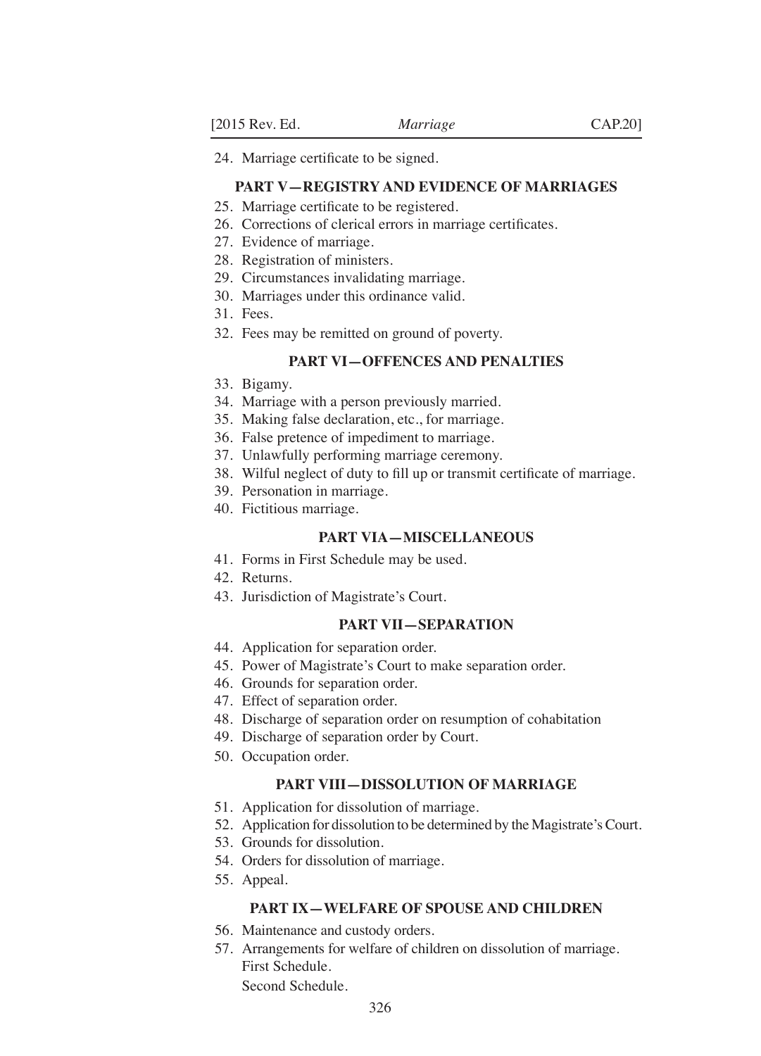24. Marriage certificate to be signed.

**PART V—REGISTRY AND EVIDENCE OF MARRIAGES**

25. Marriage certificate to be registered.
26. Corrections of clerical errors in marriage certificates.
27. Evidence of marriage.
28. Registration of ministers.
29. Circumstances invalidating marriage.
30. Marriages under this ordinance valid.
31. Fees.
32. Fees may be remitted on ground of poverty.

**PART VI—OFFENCES AND PENALTIES**

33. Bigamy.
34. Marriage with a person previously married.
35. Making false declaration, etc., for marriage.
36. False pretence of impediment to marriage.
37. Unlawfully performing marriage ceremony.
38. Wilful neglect of duty to fill up or transmit certificate of marriage.
39. Personation in marriage.
40. Fictitious marriage.

**PART VIA—MISCELLANEOUS**

41. Forms in First Schedule may be used.
42. Returns.
43. Jurisdiction of Magistrate's Court.

**PART VII—SEPARATION**

44. Application for separation order.
45. Power of Magistrate's Court to make separation order.
46. Grounds for separation order.
47. Effect of separation order.
48. Discharge of separation order on resumption of cohabitation
49. Discharge of separation order by Court.
50. Occupation order.

**PART VIII—DISSOLUTION OF MARRIAGE**

51. Application for dissolution of marriage.
52. Application for dissolution to be determined by the Magistrate's Court.
53. Grounds for dissolution.
54. Orders for dissolution of marriage.
55. Appeal.

**PART IX—WELFARE OF SPOUSE AND CHILDREN**

56. Maintenance and custody orders.
57. Arrangements for welfare of children on dissolution of marriage.

First Schedule.

Second Schedule.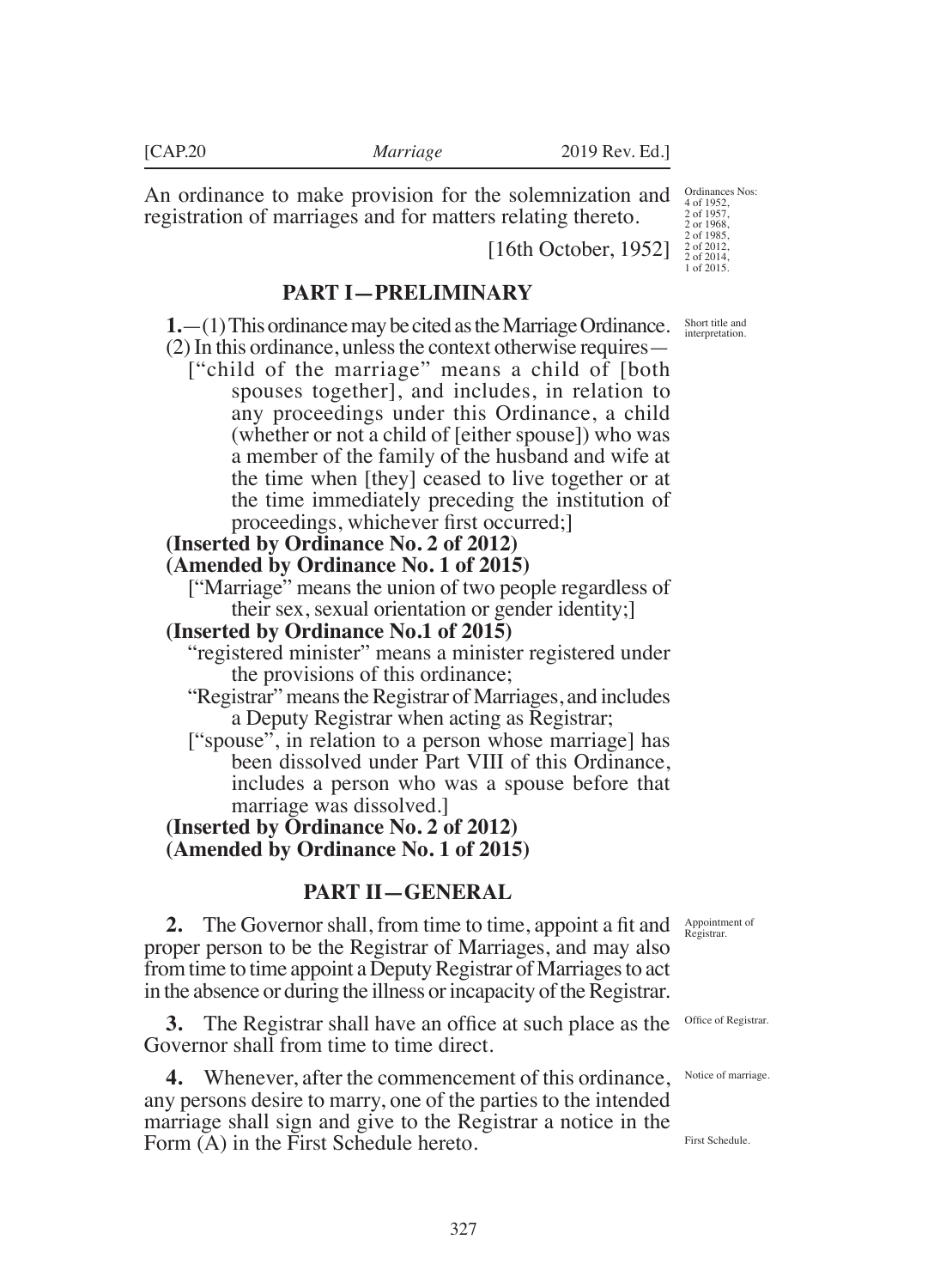An ordinance to make provision for the solemnization and registration of marriages and for matters relating thereto.

Ordinances Nos: 4 of 1952, 2 of 1957, 2 or 1968, 2 of 1985, 2 of 2012, 2 of 2014, 1 of 2015.

[16th October, 1952]

## PART I—PRELIMINARY

Short title and interpretation.

**1.**—(1) This ordinance may be cited as the Marriage Ordinance.

(2) In this ordinance, unless the context otherwise requires—

["child of the marriage" means a child of [both spouses together], and includes, in relation to any proceedings under this Ordinance, a child (whether or not a child of [either spouse]) who was a member of the family of the husband and wife at the time when [they] ceased to live together or at the time immediately preceding the institution of proceedings, whichever first occurred;]

**(Inserted by Ordinance No. 2 of 2012)**
**(Amended by Ordinance No. 1 of 2015)**

["Marriage" means the union of two people regardless of their sex, sexual orientation or gender identity;]

**(Inserted by Ordinance No.1 of 2015)**

"registered minister" means a minister registered under the provisions of this ordinance;

"Registrar" means the Registrar of Marriages, and includes a Deputy Registrar when acting as Registrar;

["spouse", in relation to a person whose marriage] has been dissolved under Part VIII of this Ordinance, includes a person who was a spouse before that marriage was dissolved.]

**(Inserted by Ordinance No. 2 of 2012)**
**(Amended by Ordinance No. 1 of 2015)**

## PART II—GENERAL

Appointment of Registrar.

**2.** The Governor shall, from time to time, appoint a fit and proper person to be the Registrar of Marriages, and may also from time to time appoint a Deputy Registrar of Marriages to act in the absence or during the illness or incapacity of the Registrar.

Office of Registrar.

**3.** The Registrar shall have an office at such place as the Governor shall from time to time direct.

Notice of marriage.

**4.** Whenever, after the commencement of this ordinance, any persons desire to marry, one of the parties to the intended marriage shall sign and give to the Registrar a notice in the Form (A) in the First Schedule hereto.

First Schedule.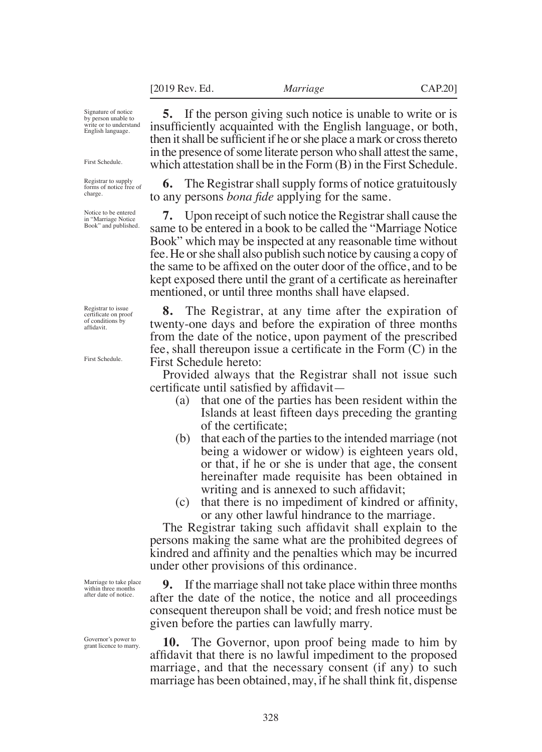Signature of notice by person unable to write or to understand English language.

**5.** If the person giving such notice is unable to write or is insufficiently acquainted with the English language, or both, then it shall be sufficient if he or she place a mark or cross thereto in the presence of some literate person who shall attest the same, which attestation shall be in the Form (B) in the First Schedule.

First Schedule.

Registrar to supply forms of notice free of charge.

**6.** The Registrar shall supply forms of notice gratuitously to any persons *bona fide* applying for the same.

Notice to be entered in "Marriage Notice Book" and published.

**7.** Upon receipt of such notice the Registrar shall cause the same to be entered in a book to be called the "Marriage Notice Book" which may be inspected at any reasonable time without fee. He or she shall also publish such notice by causing a copy of the same to be affixed on the outer door of the office, and to be kept exposed there until the grant of a certificate as hereinafter mentioned, or until three months shall have elapsed.

Registrar to issue certificate on proof of conditions by affidavit.

**8.** The Registrar, at any time after the expiration of twenty-one days and before the expiration of three months from the date of the notice, upon payment of the prescribed fee, shall thereupon issue a certificate in the Form (C) in the First Schedule hereto:

First Schedule.

Provided always that the Registrar shall not issue such certificate until satisfied by affidavit—

(a) that one of the parties has been resident within the Islands at least fifteen days preceding the granting of the certificate;

(b) that each of the parties to the intended marriage (not being a widower or widow) is eighteen years old, or that, if he or she is under that age, the consent hereinafter made requisite has been obtained in writing and is annexed to such affidavit;

(c) that there is no impediment of kindred or affinity, or any other lawful hindrance to the marriage.

The Registrar taking such affidavit shall explain to the persons making the same what are the prohibited degrees of kindred and affinity and the penalties which may be incurred under other provisions of this ordinance.

Marriage to take place within three months after date of notice.

**9.** If the marriage shall not take place within three months after the date of the notice, the notice and all proceedings consequent thereupon shall be void; and fresh notice must be given before the parties can lawfully marry.

Governor's power to grant licence to marry.

**10.** The Governor, upon proof being made to him by affidavit that there is no lawful impediment to the proposed marriage, and that the necessary consent (if any) to such marriage has been obtained, may, if he shall think fit, dispense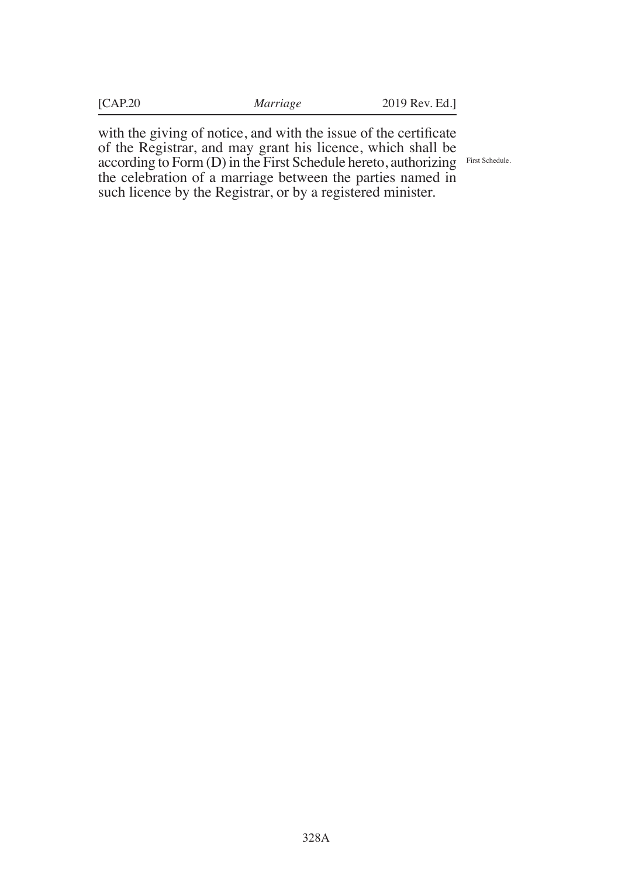with the giving of notice, and with the issue of the certificate of the Registrar, and may grant his licence, which shall be according to Form (D) in the First Schedule hereto, authorizing the celebration of a marriage between the parties named in such licence by the Registrar, or by a registered minister.

First Schedule.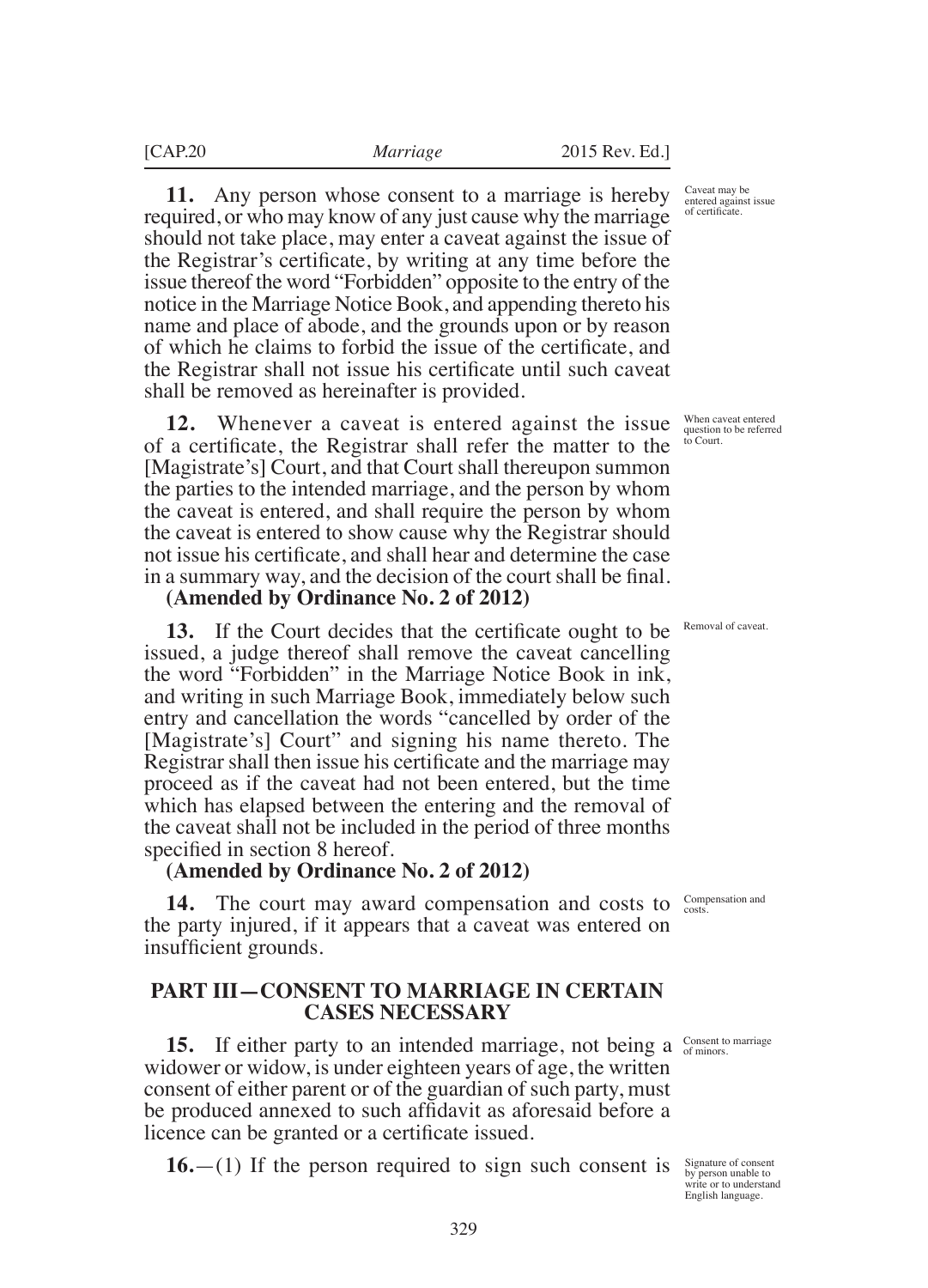**11.** Any person whose consent to a marriage is hereby required, or who may know of any just cause why the marriage should not take place, may enter a caveat against the issue of the Registrar's certificate, by writing at any time before the issue thereof the word "Forbidden" opposite to the entry of the notice in the Marriage Notice Book, and appending thereto his name and place of abode, and the grounds upon or by reason of which he claims to forbid the issue of the certificate, and the Registrar shall not issue his certificate until such caveat shall be removed as hereinafter is provided.

Caveat may be entered against issue of certificate.

**12.** Whenever a caveat is entered against the issue of a certificate, the Registrar shall refer the matter to the [Magistrate's] Court, and that Court shall thereupon summon the parties to the intended marriage, and the person by whom the caveat is entered, and shall require the person by whom the caveat is entered to show cause why the Registrar should not issue his certificate, and shall hear and determine the case in a summary way, and the decision of the court shall be final.

**(Amended by Ordinance No. 2 of 2012)**

When caveat entered question to be referred to Court.

**13.** If the Court decides that the certificate ought to be issued, a judge thereof shall remove the caveat cancelling the word "Forbidden" in the Marriage Notice Book in ink, and writing in such Marriage Book, immediately below such entry and cancellation the words "cancelled by order of the [Magistrate's] Court" and signing his name thereto. The Registrar shall then issue his certificate and the marriage may proceed as if the caveat had not been entered, but the time which has elapsed between the entering and the removal of the caveat shall not be included in the period of three months specified in section 8 hereof.

**(Amended by Ordinance No. 2 of 2012)**

Removal of caveat.

**14.** The court may award compensation and costs to the party injured, if it appears that a caveat was entered on insufficient grounds.

Compensation and costs.

## PART III—CONSENT TO MARRIAGE IN CERTAIN CASES NECESSARY

**15.** If either party to an intended marriage, not being a widower or widow, is under eighteen years of age, the written consent of either parent or of the guardian of such party, must be produced annexed to such affidavit as aforesaid before a licence can be granted or a certificate issued.

Consent to marriage of minors.

**16.**—(1) If the person required to sign such consent is

Signature of consent by person unable to write or to understand English language.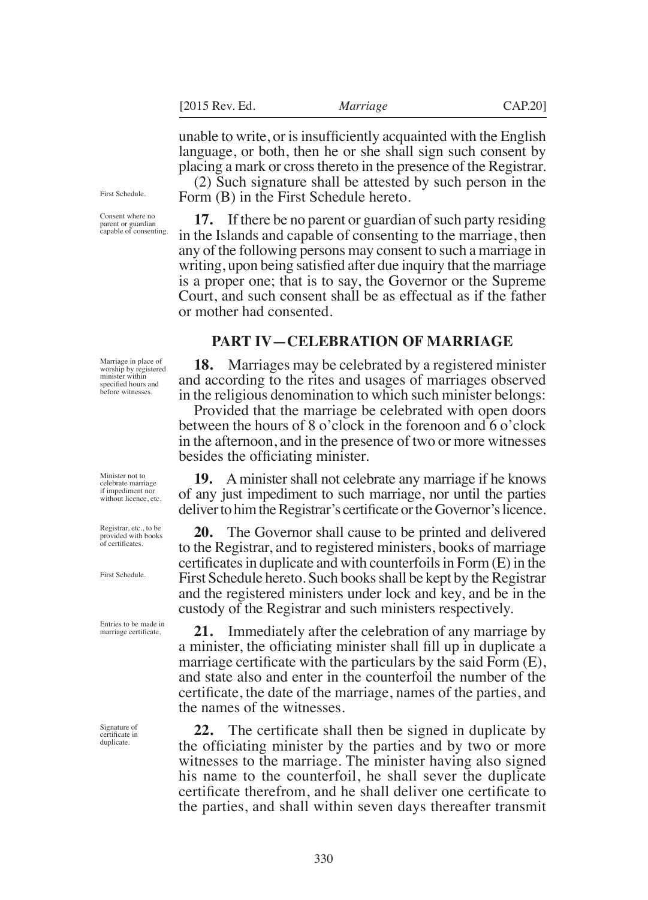unable to write, or is insufficiently acquainted with the English language, or both, then he or she shall sign such consent by placing a mark or cross thereto in the presence of the Registrar.

(2) Such signature shall be attested by such person in the Form (B) in the First Schedule hereto.

First Schedule.

Consent where no parent or guardian capable of consenting.

**17.** If there be no parent or guardian of such party residing in the Islands and capable of consenting to the marriage, then any of the following persons may consent to such a marriage in writing, upon being satisfied after due inquiry that the marriage is a proper one; that is to say, the Governor or the Supreme Court, and such consent shall be as effectual as if the father or mother had consented.

## PART IV—CELEBRATION OF MARRIAGE

Marriage in place of worship by registered minister within specified hours and before witnesses.

**18.** Marriages may be celebrated by a registered minister and according to the rites and usages of marriages observed in the religious denomination to which such minister belongs:

Provided that the marriage be celebrated with open doors between the hours of 8 o'clock in the forenoon and 6 o'clock in the afternoon, and in the presence of two or more witnesses besides the officiating minister.

Minister not to celebrate marriage if impediment nor without licence, etc.

**19.** A minister shall not celebrate any marriage if he knows of any just impediment to such marriage, nor until the parties deliver to him the Registrar's certificate or the Governor's licence.

Registrar, etc., to be provided with books of certificates.

First Schedule.

**20.** The Governor shall cause to be printed and delivered to the Registrar, and to registered ministers, books of marriage certificates in duplicate and with counterfoils in Form (E) in the First Schedule hereto. Such books shall be kept by the Registrar and the registered ministers under lock and key, and be in the custody of the Registrar and such ministers respectively.

Entries to be made in marriage certificate.

**21.** Immediately after the celebration of any marriage by a minister, the officiating minister shall fill up in duplicate a marriage certificate with the particulars by the said Form (E), and state also and enter in the counterfoil the number of the certificate, the date of the marriage, names of the parties, and the names of the witnesses.

Signature of certificate in duplicate.

**22.** The certificate shall then be signed in duplicate by the officiating minister by the parties and by two or more witnesses to the marriage. The minister having also signed his name to the counterfoil, he shall sever the duplicate certificate therefrom, and he shall deliver one certificate to the parties, and shall within seven days thereafter transmit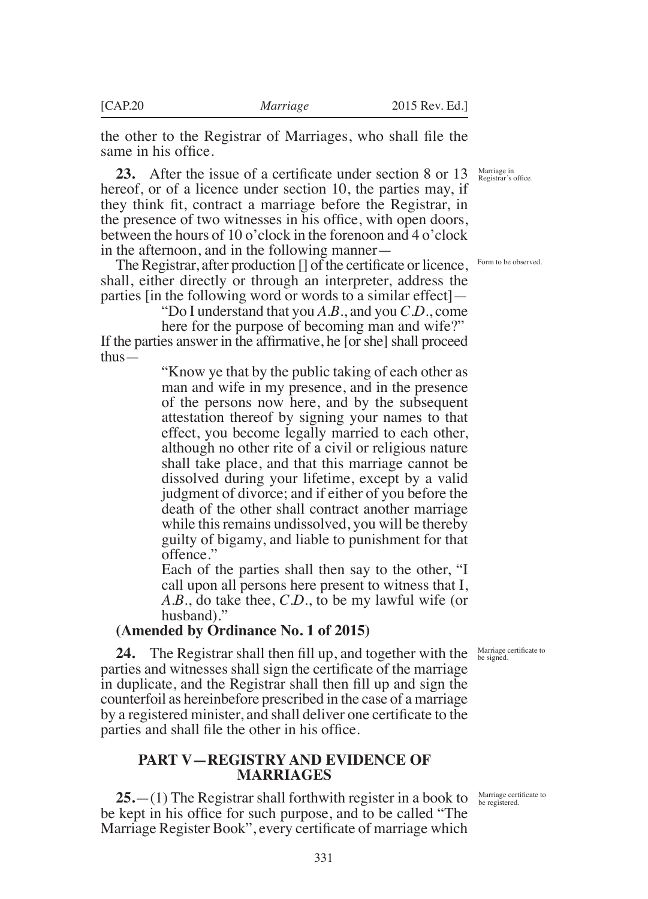the other to the Registrar of Marriages, who shall file the same in his office.

Marriage in Registrar's office.

**23.** After the issue of a certificate under section 8 or 13 hereof, or of a licence under section 10, the parties may, if they think fit, contract a marriage before the Registrar, in the presence of two witnesses in his office, with open doors, between the hours of 10 o'clock in the forenoon and 4 o'clock in the afternoon, and in the following manner—

Form to be observed.

The Registrar, after production [] of the certificate or licence, shall, either directly or through an interpreter, address the parties [in the following word or words to a similar effect]—

> "Do I understand that you *A.B.*, and you *C.D.*, come here for the purpose of becoming man and wife?"

If the parties answer in the affirmative, he [or she] shall proceed thus—

> "Know ye that by the public taking of each other as man and wife in my presence, and in the presence of the persons now here, and by the subsequent attestation thereof by signing your names to that effect, you become legally married to each other, although no other rite of a civil or religious nature shall take place, and that this marriage cannot be dissolved during your lifetime, except by a valid judgment of divorce; and if either of you before the death of the other shall contract another marriage while this remains undissolved, you will be thereby guilty of bigamy, and liable to punishment for that offence."
>
> Each of the parties shall then say to the other, "I call upon all persons here present to witness that I, *A.B.*, do take thee, *C.D.*, to be my lawful wife (or husband)."

**(Amended by Ordinance No. 1 of 2015)**

Marriage certificate to be signed.

**24.** The Registrar shall then fill up, and together with the parties and witnesses shall sign the certificate of the marriage in duplicate, and the Registrar shall then fill up and sign the counterfoil as hereinbefore prescribed in the case of a marriage by a registered minister, and shall deliver one certificate to the parties and shall file the other in his office.

## PART V—REGISTRY AND EVIDENCE OF MARRIAGES

Marriage certificate to be registered.

**25.**—(1) The Registrar shall forthwith register in a book to be kept in his office for such purpose, and to be called "The Marriage Register Book", every certificate of marriage which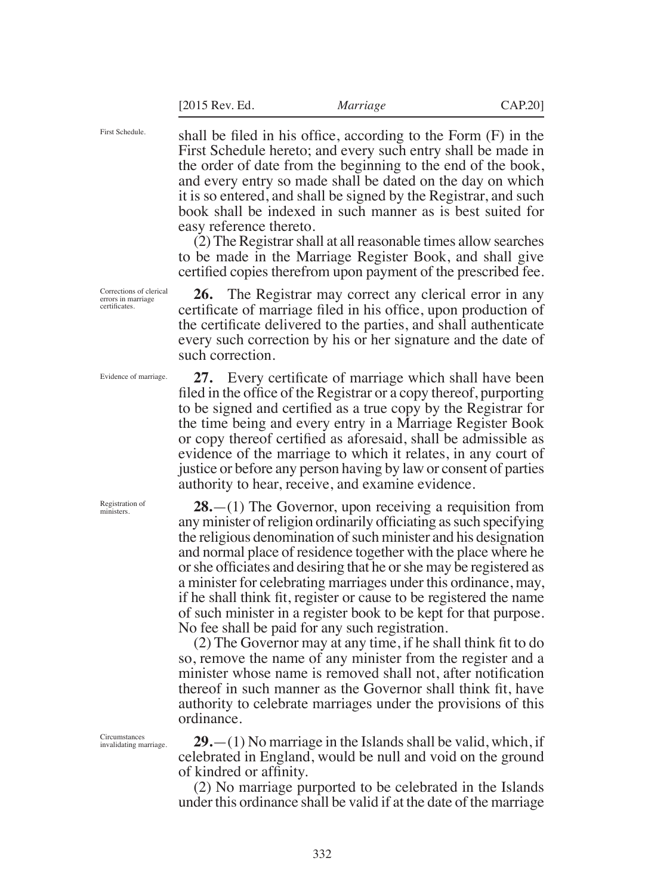First Schedule.

shall be filed in his office, according to the Form (F) in the First Schedule hereto; and every such entry shall be made in the order of date from the beginning to the end of the book, and every entry so made shall be dated on the day on which it is so entered, and shall be signed by the Registrar, and such book shall be indexed in such manner as is best suited for easy reference thereto.

(2) The Registrar shall at all reasonable times allow searches to be made in the Marriage Register Book, and shall give certified copies therefrom upon payment of the prescribed fee.

Corrections of clerical errors in marriage certificates.

**26.** The Registrar may correct any clerical error in any certificate of marriage filed in his office, upon production of the certificate delivered to the parties, and shall authenticate every such correction by his or her signature and the date of such correction.

Evidence of marriage.

**27.** Every certificate of marriage which shall have been filed in the office of the Registrar or a copy thereof, purporting to be signed and certified as a true copy by the Registrar for the time being and every entry in a Marriage Register Book or copy thereof certified as aforesaid, shall be admissible as evidence of the marriage to which it relates, in any court of justice or before any person having by law or consent of parties authority to hear, receive, and examine evidence.

Registration of ministers.

**28.**—(1) The Governor, upon receiving a requisition from any minister of religion ordinarily officiating as such specifying the religious denomination of such minister and his designation and normal place of residence together with the place where he or she officiates and desiring that he or she may be registered as a minister for celebrating marriages under this ordinance, may, if he shall think fit, register or cause to be registered the name of such minister in a register book to be kept for that purpose. No fee shall be paid for any such registration.

(2) The Governor may at any time, if he shall think fit to do so, remove the name of any minister from the register and a minister whose name is removed shall not, after notification thereof in such manner as the Governor shall think fit, have authority to celebrate marriages under the provisions of this ordinance.

Circumstances invalidating marriage.

**29.**—(1) No marriage in the Islands shall be valid, which, if celebrated in England, would be null and void on the ground of kindred or affinity.

(2) No marriage purported to be celebrated in the Islands under this ordinance shall be valid if at the date of the marriage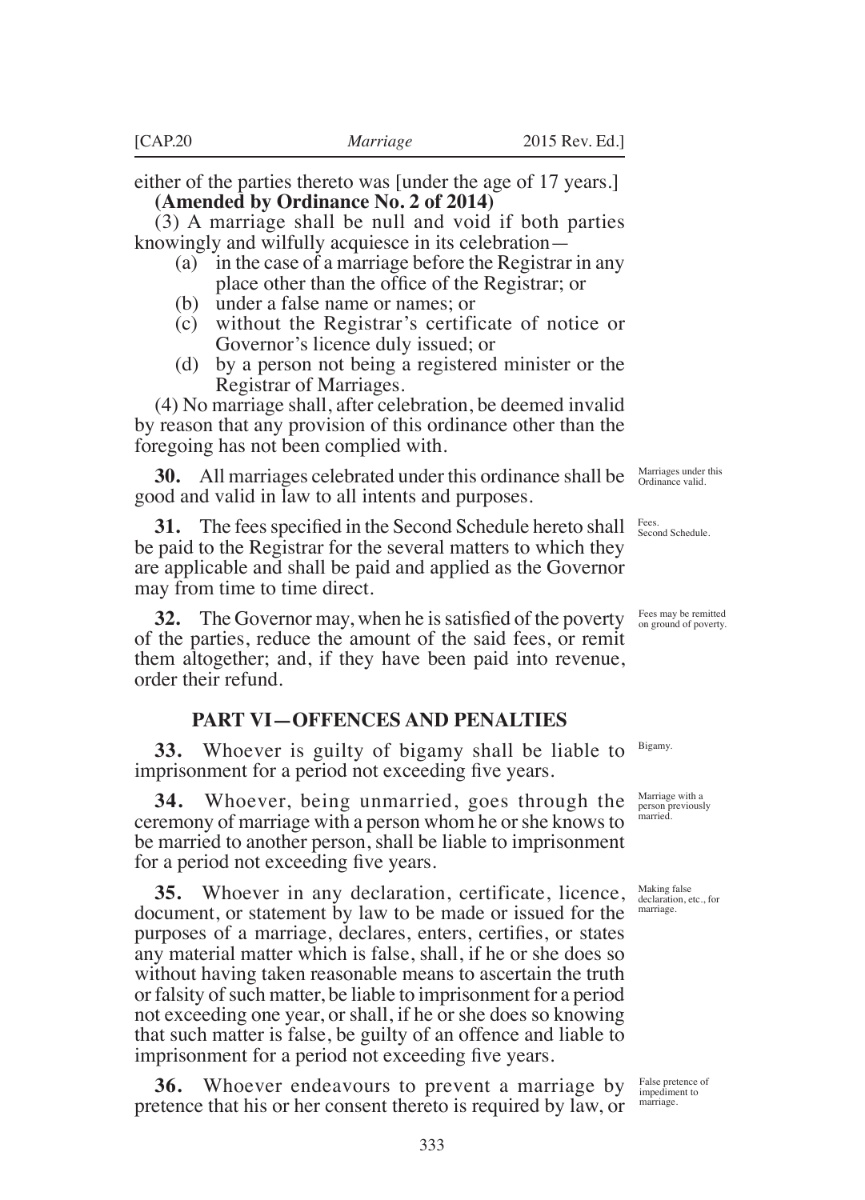either of the parties thereto was [under the age of 17 years.] **(Amended by Ordinance No. 2 of 2014)**

(3) A marriage shall be null and void if both parties knowingly and wilfully acquiesce in its celebration—

- (a) in the case of a marriage before the Registrar in any place other than the office of the Registrar; or
- (b) under a false name or names; or
- (c) without the Registrar's certificate of notice or Governor's licence duly issued; or
- (d) by a person not being a registered minister or the Registrar of Marriages.

(4) No marriage shall, after celebration, be deemed invalid by reason that any provision of this ordinance other than the foregoing has not been complied with.

Marriages under this Ordinance valid.

**30.** All marriages celebrated under this ordinance shall be good and valid in law to all intents and purposes.

Fees. Second Schedule.

**31.** The fees specified in the Second Schedule hereto shall be paid to the Registrar for the several matters to which they are applicable and shall be paid and applied as the Governor may from time to time direct.

Fees may be remitted on ground of poverty.

**32.** The Governor may, when he is satisfied of the poverty of the parties, reduce the amount of the said fees, or remit them altogether; and, if they have been paid into revenue, order their refund.

## PART VI—OFFENCES AND PENALTIES

Bigamy.

**33.** Whoever is guilty of bigamy shall be liable to imprisonment for a period not exceeding five years.

Marriage with a person previously married.

**34.** Whoever, being unmarried, goes through the ceremony of marriage with a person whom he or she knows to be married to another person, shall be liable to imprisonment for a period not exceeding five years.

Making false declaration, etc., for marriage.

**35.** Whoever in any declaration, certificate, licence, document, or statement by law to be made or issued for the purposes of a marriage, declares, enters, certifies, or states any material matter which is false, shall, if he or she does so without having taken reasonable means to ascertain the truth or falsity of such matter, be liable to imprisonment for a period not exceeding one year, or shall, if he or she does so knowing that such matter is false, be guilty of an offence and liable to imprisonment for a period not exceeding five years.

False pretence of impediment to marriage.

**36.** Whoever endeavours to prevent a marriage by pretence that his or her consent thereto is required by law, or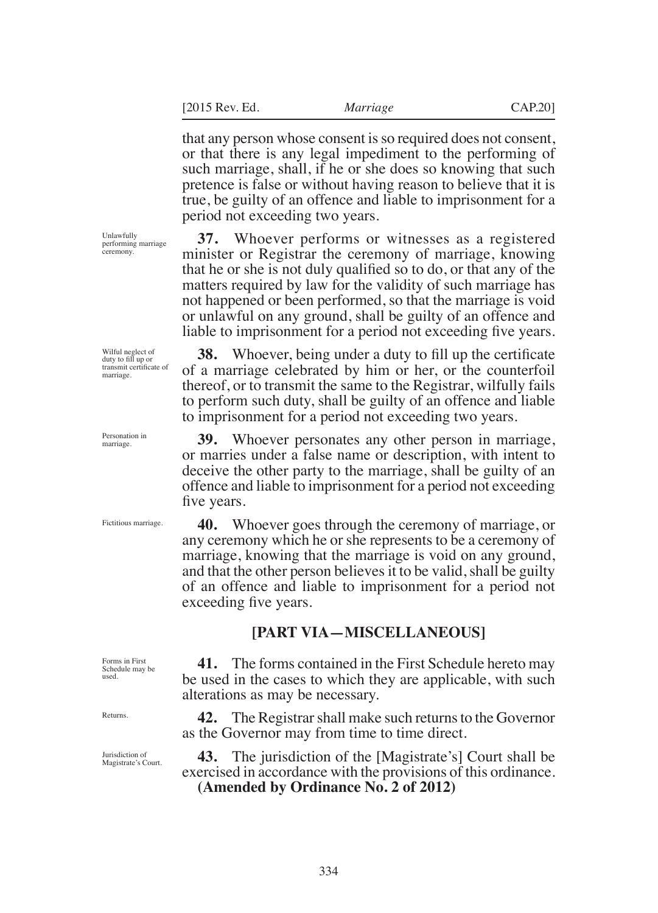that any person whose consent is so required does not consent, or that there is any legal impediment to the performing of such marriage, shall, if he or she does so knowing that such pretence is false or without having reason to believe that it is true, be guilty of an offence and liable to imprisonment for a period not exceeding two years.

Unlawfully performing marriage ceremony.

**37.** Whoever performs or witnesses as a registered minister or Registrar the ceremony of marriage, knowing that he or she is not duly qualified so to do, or that any of the matters required by law for the validity of such marriage has not happened or been performed, so that the marriage is void or unlawful on any ground, shall be guilty of an offence and liable to imprisonment for a period not exceeding five years.

Wilful neglect of duty to fill up or transmit certificate of marriage.

**38.** Whoever, being under a duty to fill up the certificate of a marriage celebrated by him or her, or the counterfoil thereof, or to transmit the same to the Registrar, wilfully fails to perform such duty, shall be guilty of an offence and liable to imprisonment for a period not exceeding two years.

Personation in marriage.

**39.** Whoever personates any other person in marriage, or marries under a false name or description, with intent to deceive the other party to the marriage, shall be guilty of an offence and liable to imprisonment for a period not exceeding five years.

Fictitious marriage.

**40.** Whoever goes through the ceremony of marriage, or any ceremony which he or she represents to be a ceremony of marriage, knowing that the marriage is void on any ground, and that the other person believes it to be valid, shall be guilty of an offence and liable to imprisonment for a period not exceeding five years.

## [PART VIA—MISCELLANEOUS]

Forms in First Schedule may be used.

**41.** The forms contained in the First Schedule hereto may be used in the cases to which they are applicable, with such alterations as may be necessary.

Returns.

**42.** The Registrar shall make such returns to the Governor as the Governor may from time to time direct.

Jurisdiction of Magistrate's Court.

**43.** The jurisdiction of the [Magistrate's] Court shall be exercised in accordance with the provisions of this ordinance.
**(Amended by Ordinance No. 2 of 2012)**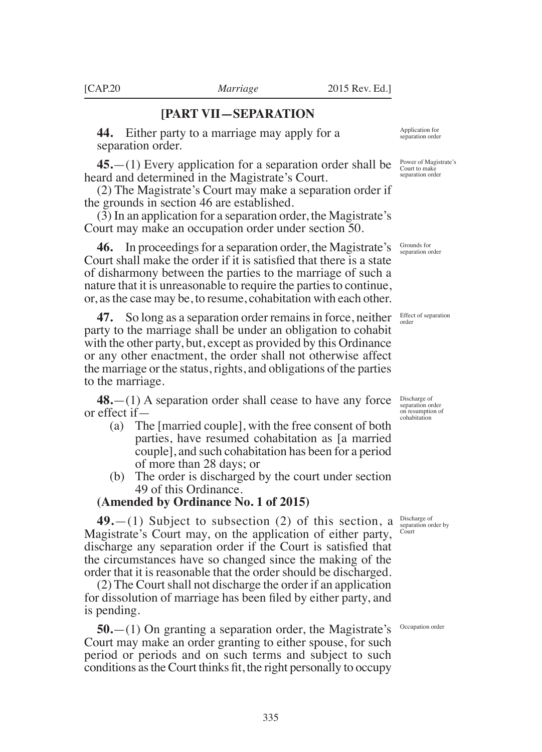## [PART VII—SEPARATION

**44.** Either party to a marriage may apply for a separation order.

*Application for separation order*

**45.**—(1) Every application for a separation order shall be heard and determined in the Magistrate's Court.

*Power of Magistrate's Court to make separation order*

(2) The Magistrate's Court may make a separation order if the grounds in section 46 are established.

(3) In an application for a separation order, the Magistrate's Court may make an occupation order under section 50.

**46.** In proceedings for a separation order, the Magistrate's Court shall make the order if it is satisfied that there is a state of disharmony between the parties to the marriage of such a nature that it is unreasonable to require the parties to continue, or, as the case may be, to resume, cohabitation with each other.

*Grounds for separation order*

**47.** So long as a separation order remains in force, neither party to the marriage shall be under an obligation to cohabit with the other party, but, except as provided by this Ordinance or any other enactment, the order shall not otherwise affect the marriage or the status, rights, and obligations of the parties to the marriage.

*Effect of separation order*

**48.**—(1) A separation order shall cease to have any force or effect if—

*Discharge of separation order on resumption of cohabitation*

(a) The [married couple], with the free consent of both parties, have resumed cohabitation as [a married couple], and such cohabitation has been for a period of more than 28 days; or

(b) The order is discharged by the court under section 49 of this Ordinance.

**(Amended by Ordinance No. 1 of 2015)**

**49.**—(1) Subject to subsection (2) of this section, a Magistrate's Court may, on the application of either party, discharge any separation order if the Court is satisfied that the circumstances have so changed since the making of the order that it is reasonable that the order should be discharged.

*Discharge of separation order by Court*

(2) The Court shall not discharge the order if an application for dissolution of marriage has been filed by either party, and is pending.

**50.**—(1) On granting a separation order, the Magistrate's Court may make an order granting to either spouse, for such period or periods and on such terms and subject to such conditions as the Court thinks fit, the right personally to occupy

*Occupation order*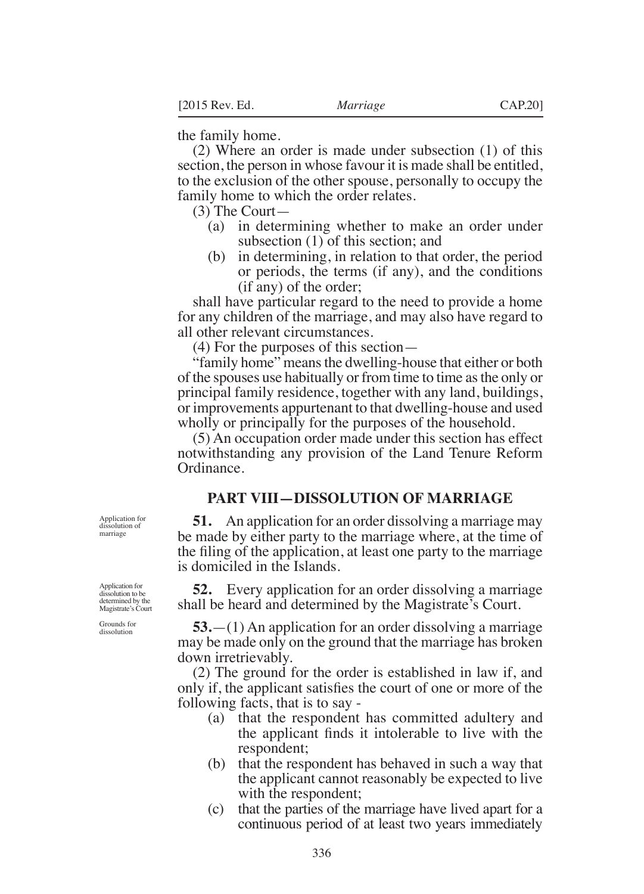the family home.

(2) Where an order is made under subsection (1) of this section, the person in whose favour it is made shall be entitled, to the exclusion of the other spouse, personally to occupy the family home to which the order relates.

(3) The Court—

- (a) in determining whether to make an order under subsection (1) of this section; and
- (b) in determining, in relation to that order, the period or periods, the terms (if any), and the conditions (if any) of the order;

shall have particular regard to the need to provide a home for any children of the marriage, and may also have regard to all other relevant circumstances.

(4) For the purposes of this section—

"family home" means the dwelling-house that either or both of the spouses use habitually or from time to time as the only or principal family residence, together with any land, buildings, or improvements appurtenant to that dwelling-house and used wholly or principally for the purposes of the household.

(5) An occupation order made under this section has effect notwithstanding any provision of the Land Tenure Reform Ordinance.

## PART VIII—DISSOLUTION OF MARRIAGE

*Application for dissolution of marriage*

**51.** An application for an order dissolving a marriage may be made by either party to the marriage where, at the time of the filing of the application, at least one party to the marriage is domiciled in the Islands.

*Application for dissolution to be determined by the Magistrate's Court*

**52.** Every application for an order dissolving a marriage shall be heard and determined by the Magistrate's Court.

*Grounds for dissolution*

**53.**—(1) An application for an order dissolving a marriage may be made only on the ground that the marriage has broken down irretrievably.

(2) The ground for the order is established in law if, and only if, the applicant satisfies the court of one or more of the following facts, that is to say -

- (a) that the respondent has committed adultery and the applicant finds it intolerable to live with the respondent;
- (b) that the respondent has behaved in such a way that the applicant cannot reasonably be expected to live with the respondent;
- (c) that the parties of the marriage have lived apart for a continuous period of at least two years immediately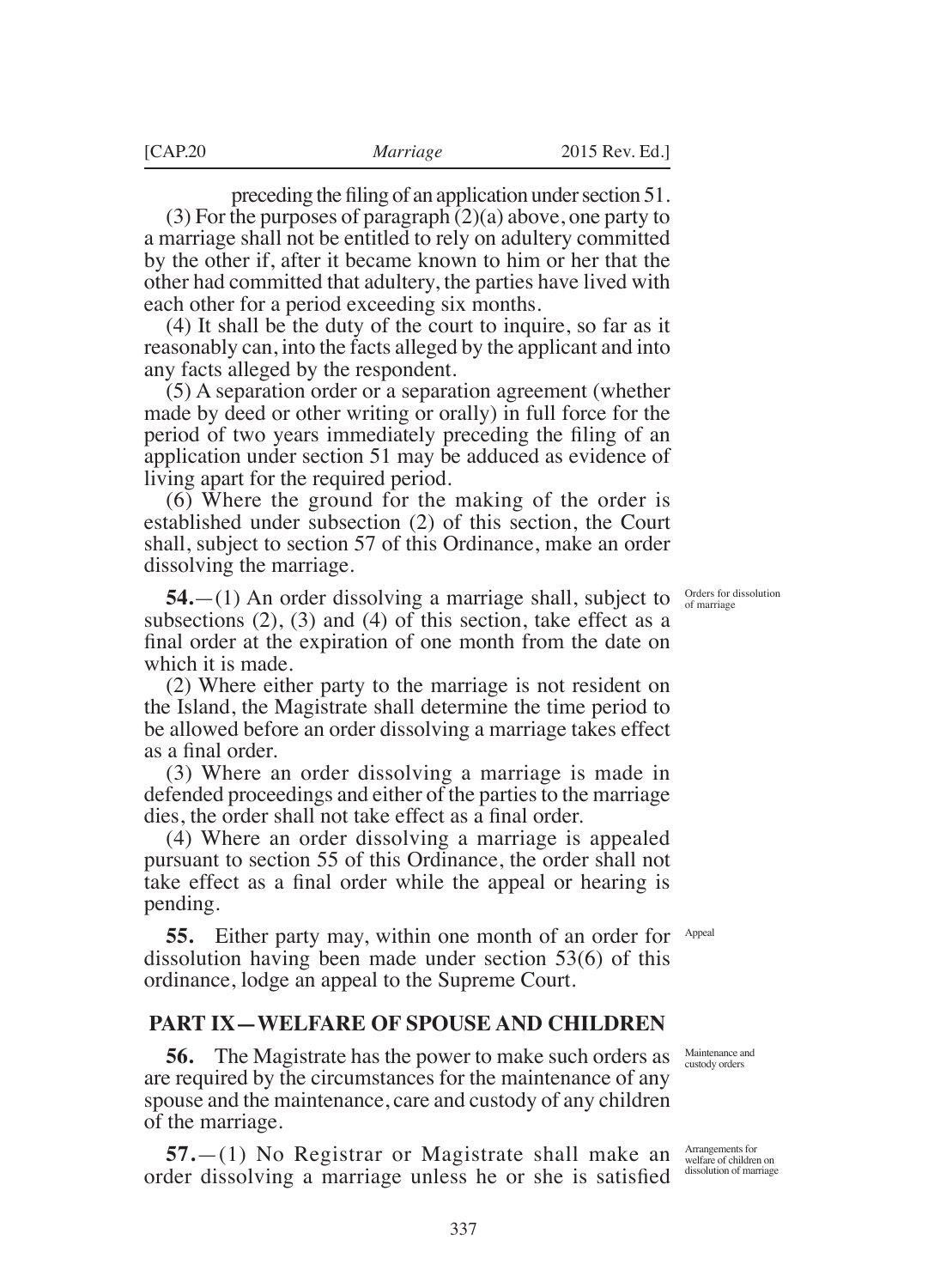preceding the filing of an application under section 51.

(3) For the purposes of paragraph (2)(a) above, one party to a marriage shall not be entitled to rely on adultery committed by the other if, after it became known to him or her that the other had committed that adultery, the parties have lived with each other for a period exceeding six months.

(4) It shall be the duty of the court to inquire, so far as it reasonably can, into the facts alleged by the applicant and into any facts alleged by the respondent.

(5) A separation order or a separation agreement (whether made by deed or other writing or orally) in full force for the period of two years immediately preceding the filing of an application under section 51 may be adduced as evidence of living apart for the required period.

(6) Where the ground for the making of the order is established under subsection (2) of this section, the Court shall, subject to section 57 of this Ordinance, make an order dissolving the marriage.

Orders for dissolution of marriage

**54.**—(1) An order dissolving a marriage shall, subject to subsections (2), (3) and (4) of this section, take effect as a final order at the expiration of one month from the date on which it is made.

(2) Where either party to the marriage is not resident on the Island, the Magistrate shall determine the time period to be allowed before an order dissolving a marriage takes effect as a final order.

(3) Where an order dissolving a marriage is made in defended proceedings and either of the parties to the marriage dies, the order shall not take effect as a final order.

(4) Where an order dissolving a marriage is appealed pursuant to section 55 of this Ordinance, the order shall not take effect as a final order while the appeal or hearing is pending.

Appeal

**55.** Either party may, within one month of an order for dissolution having been made under section 53(6) of this ordinance, lodge an appeal to the Supreme Court.

## PART IX—WELFARE OF SPOUSE AND CHILDREN

Maintenance and custody orders

**56.** The Magistrate has the power to make such orders as are required by the circumstances for the maintenance of any spouse and the maintenance, care and custody of any children of the marriage.

Arrangements for welfare of children on dissolution of marriage

**57.**—(1) No Registrar or Magistrate shall make an order dissolving a marriage unless he or she is satisfied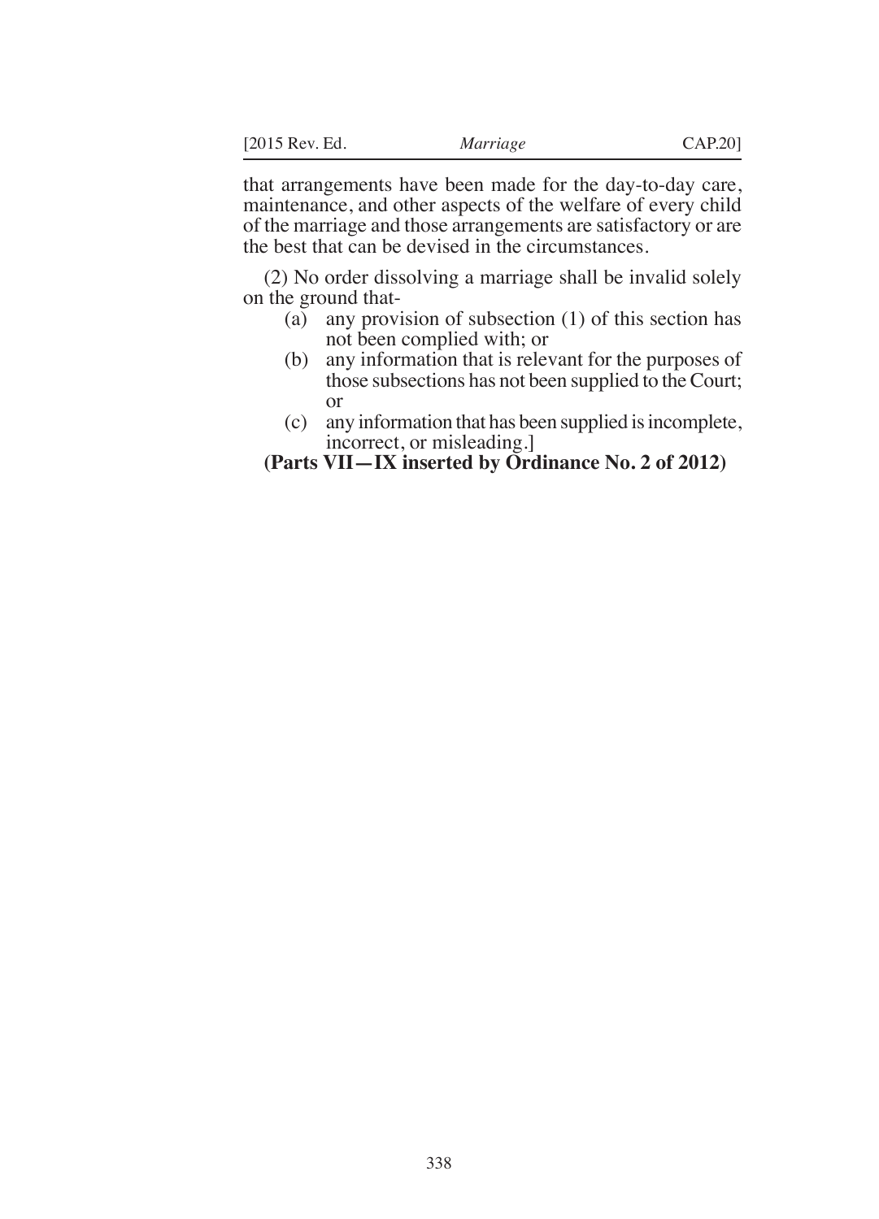that arrangements have been made for the day-to-day care, maintenance, and other aspects of the welfare of every child of the marriage and those arrangements are satisfactory or are the best that can be devised in the circumstances.

(2) No order dissolving a marriage shall be invalid solely on the ground that-

- (a) any provision of subsection (1) of this section has not been complied with; or
- (b) any information that is relevant for the purposes of those subsections has not been supplied to the Court; or
- (c) any information that has been supplied is incomplete, incorrect, or misleading.]

**(Parts VII—IX inserted by Ordinance No. 2 of 2012)**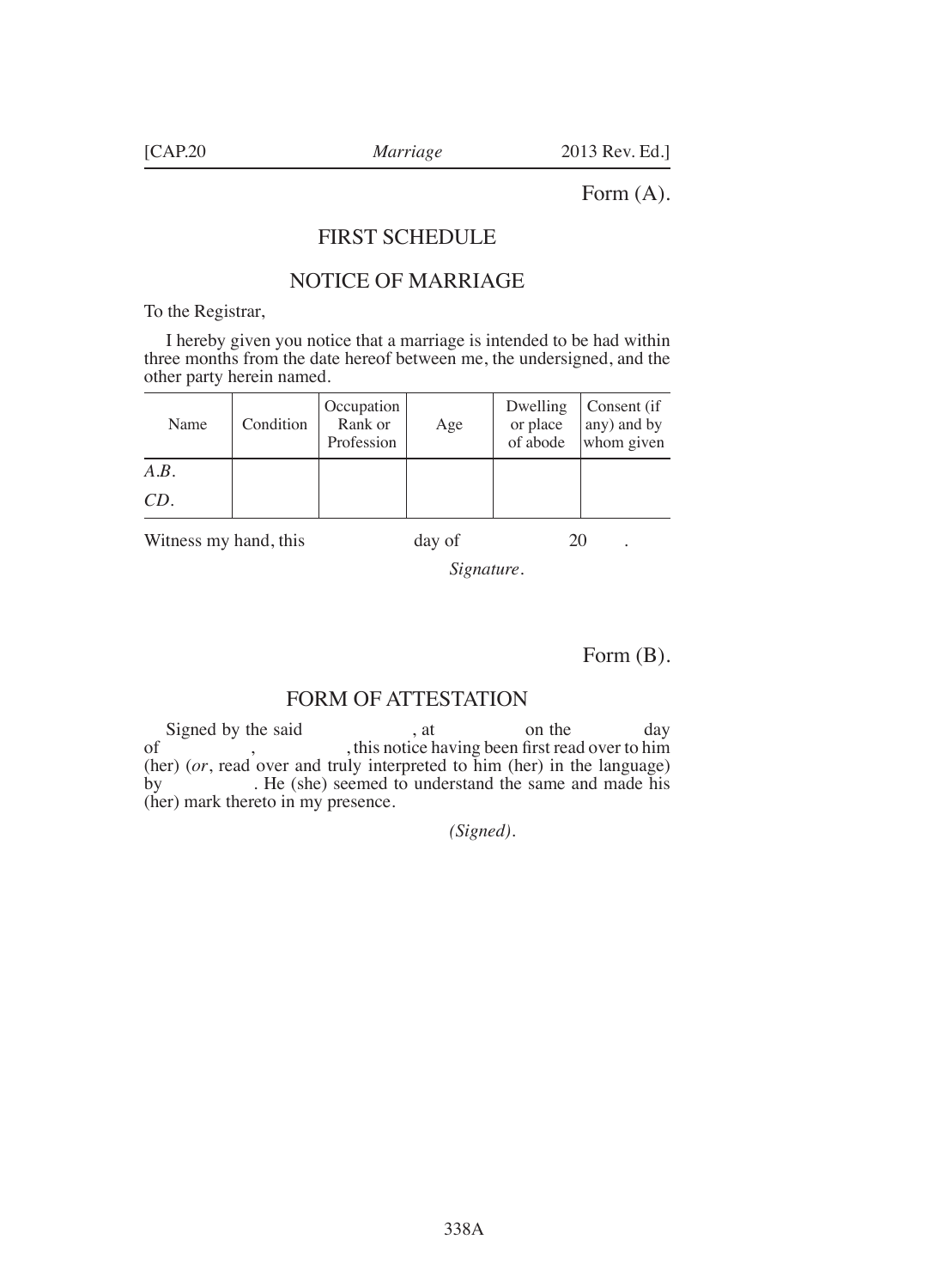Form (A).

# FIRST SCHEDULE

## NOTICE OF MARRIAGE

To the Registrar,

I hereby given you notice that a marriage is intended to be had within three months from the date hereof between me, the undersigned, and the other party herein named.

| Name | Condition | Occupation Rank or Profession | Age | Dwelling or place of abode | Consent (if any) and by whom given |
|---|---|---|---|---|---|
| *A.B.* | | | | | |
| *CD.* | | | | | |

Witness my hand, this day of 20 .

*Signature.*

Form (B).

## FORM OF ATTESTATION

Signed by the said , at on the day of , , this notice having been first read over to him (her) (*or*, read over and truly interpreted to him (her) in the language) by . He (she) seemed to understand the same and made his (her) mark thereto in my presence.

*(Signed).*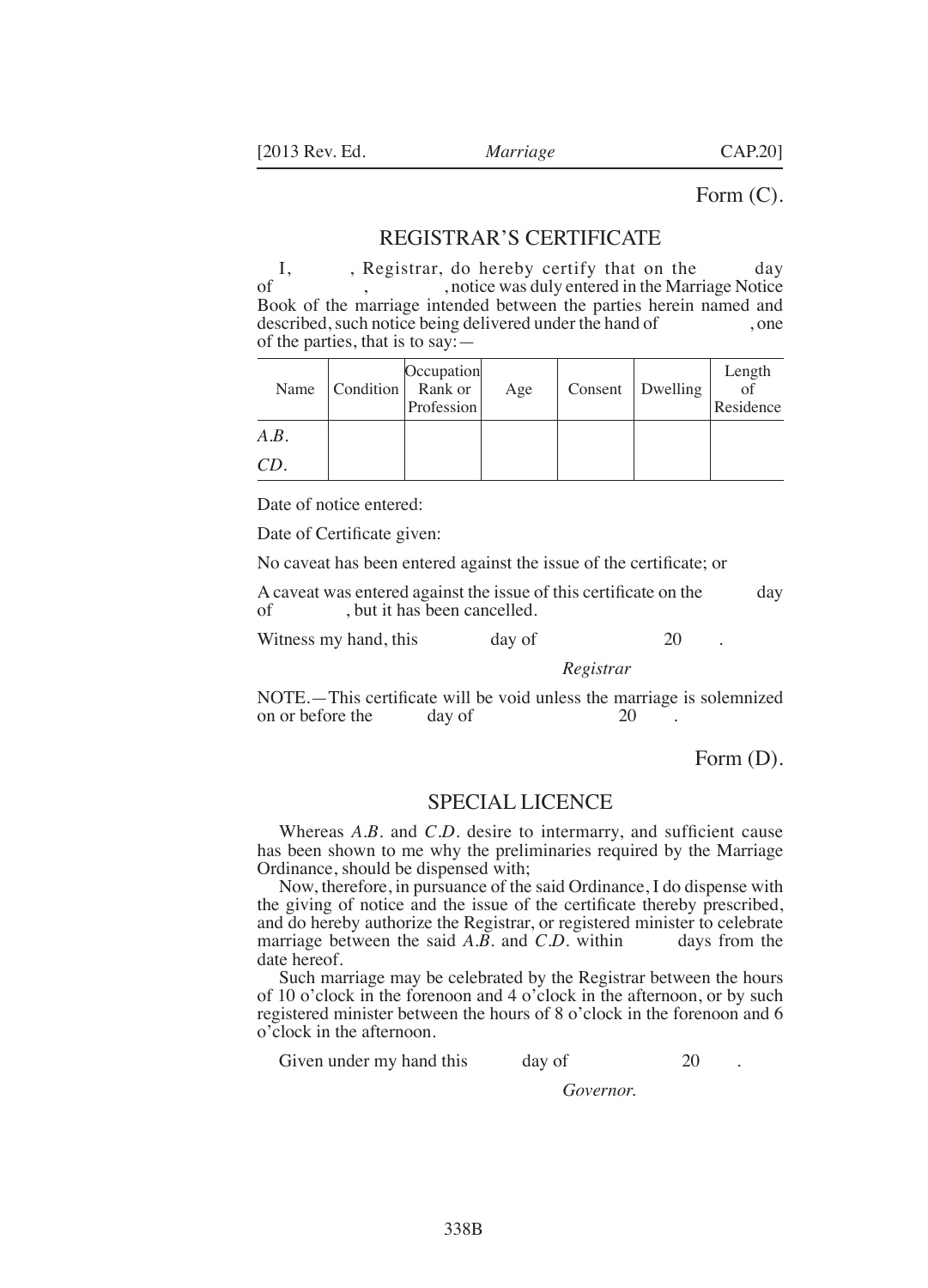Form (C).

## REGISTRAR'S CERTIFICATE

I, , Registrar, do hereby certify that on the day of , , notice was duly entered in the Marriage Notice Book of the marriage intended between the parties herein named and described, such notice being delivered under the hand of , one of the parties, that is to say:—

| Name | Condition | Occupation Rank or Profession | Age | Consent | Dwelling | Length of Residence |
|---|---|---|---|---|---|---|
| *A.B.* | | | | | | |
| *CD.* | | | | | | |

Date of notice entered:

Date of Certificate given:

No caveat has been entered against the issue of the certificate; or

A caveat was entered against the issue of this certificate on the day of , but it has been cancelled.

Witness my hand, this day of 20 .

*Registrar*

NOTE.—This certificate will be void unless the marriage is solemnized on or before the day of 20 .

Form (D).

## SPECIAL LICENCE

Whereas *A.B.* and *C.D.* desire to intermarry, and sufficient cause has been shown to me why the preliminaries required by the Marriage Ordinance, should be dispensed with;

Now, therefore, in pursuance of the said Ordinance, I do dispense with the giving of notice and the issue of the certificate thereby prescribed, and do hereby authorize the Registrar, or registered minister to celebrate marriage between the said *A.B.* and *C.D.* within days from the date hereof.

Such marriage may be celebrated by the Registrar between the hours of 10 o'clock in the forenoon and 4 o'clock in the afternoon, or by such registered minister between the hours of 8 o'clock in the forenoon and 6 o'clock in the afternoon.

Given under my hand this day of 20 .

*Governor.*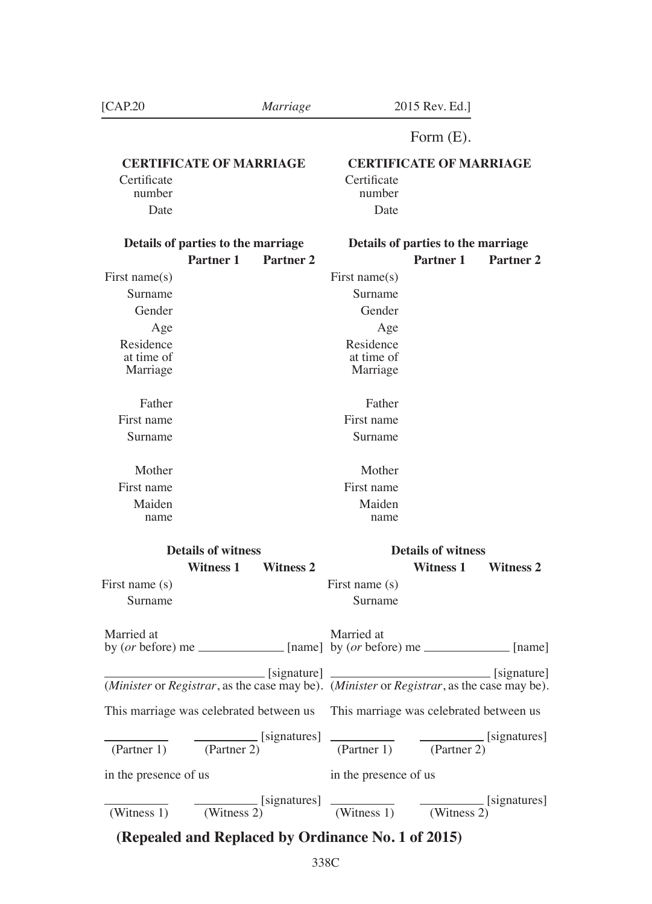Form (E).

## CERTIFICATE OF MARRIAGE

Certificate number

Date

### Details of parties to the marriage

| | Partner 1 | Partner 2 |
|---|---|---|
| First name(s) | | |
| Surname | | |
| Gender | | |
| Age | | |
| Residence at time of Marriage | | |
| Father | | |
| First name | | |
| Surname | | |
| Mother | | |
| First name | | |
| Maiden name | | |

### Details of witness

| | Witness 1 | Witness 2 |
|---|---|---|
| First name (s) | | |
| Surname | | |

Married at
by (*or* before) me ______________ [name]

__________________________ [signature]
(*Minister* or *Registrar*, as the case may be).

This marriage was celebrated between us

__________ (Partner 1) __________ (Partner 2) [signatures]

in the presence of us

__________ (Witness 1) __________ (Witness 2) [signatures]

## CERTIFICATE OF MARRIAGE

Certificate number

Date

### Details of parties to the marriage

| | Partner 1 | Partner 2 |
|---|---|---|
| First name(s) | | |
| Surname | | |
| Gender | | |
| Age | | |
| Residence at time of Marriage | | |
| Father | | |
| First name | | |
| Surname | | |
| Mother | | |
| First name | | |
| Maiden name | | |

### Details of witness

| | Witness 1 | Witness 2 |
|---|---|---|
| First name (s) | | |
| Surname | | |

Married at
by (*or* before) me ______________ [name]

__________________________ [signature]
(*Minister* or *Registrar*, as the case may be).

This marriage was celebrated between us

__________ (Partner 1) __________ (Partner 2) [signatures]

in the presence of us

__________ (Witness 1) __________ (Witness 2) [signatures]

**(Repealed and Replaced by Ordinance No. 1 of 2015)**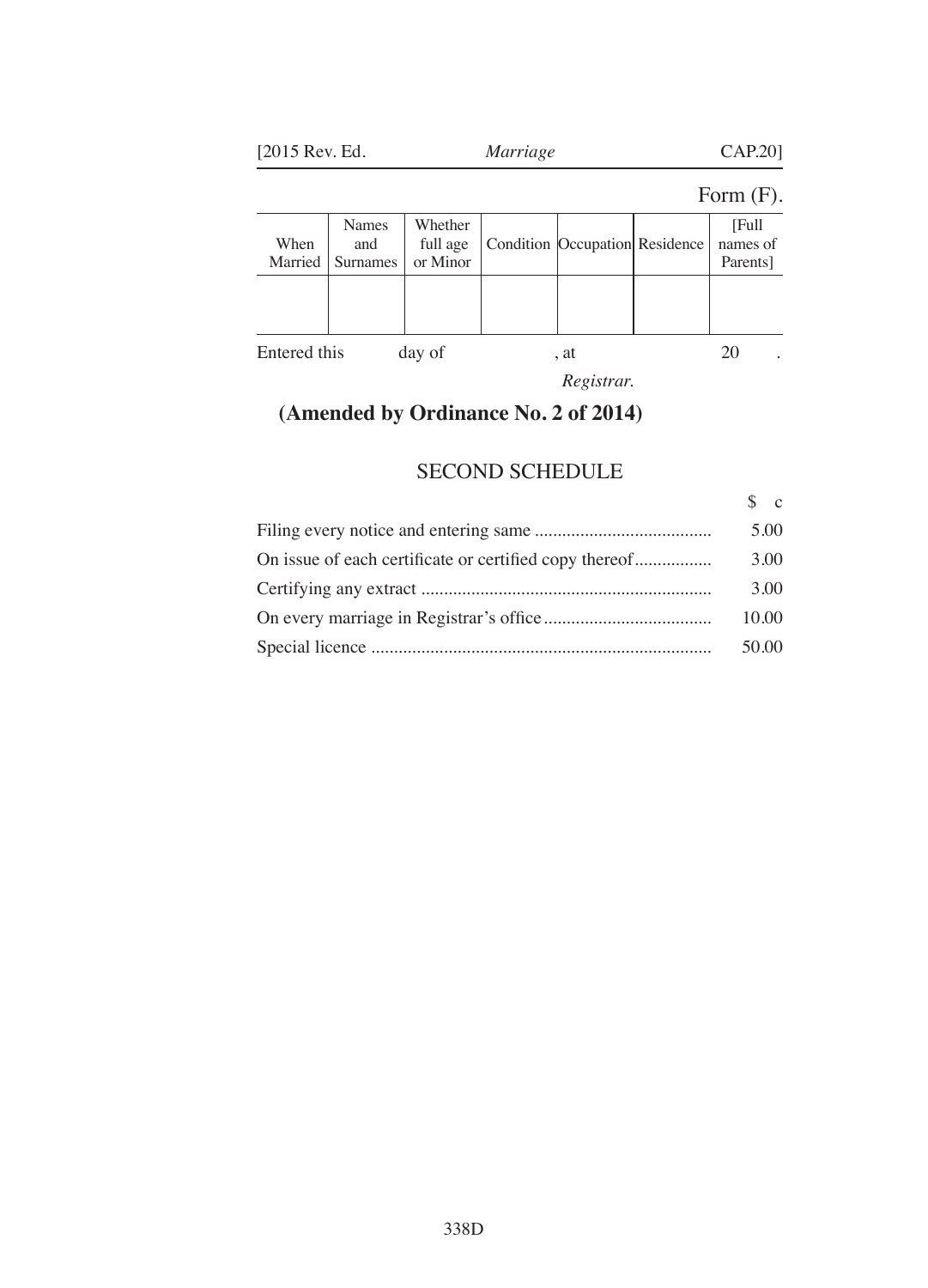Form (F).

| When Married | Names and Surnames | Whether full age or Minor | Condition | Occupation | Residence | [Full names of Parents] |
|---|---|---|---|---|---|---|
| | | | | | | |

Entered this day of , at 20 .

*Registrar.*

**(Amended by Ordinance No. 2 of 2014)**

## SECOND SCHEDULE

| | $ c |
|---|---|
| Filing every notice and entering same ....................................... | 5.00 |
| On issue of each certificate or certified copy thereof................. | 3.00 |
| Certifying any extract ................................................................ | 3.00 |
| On every marriage in Registrar's office..................................... | 10.00 |
| Special licence ........................................................................... | 50.00 |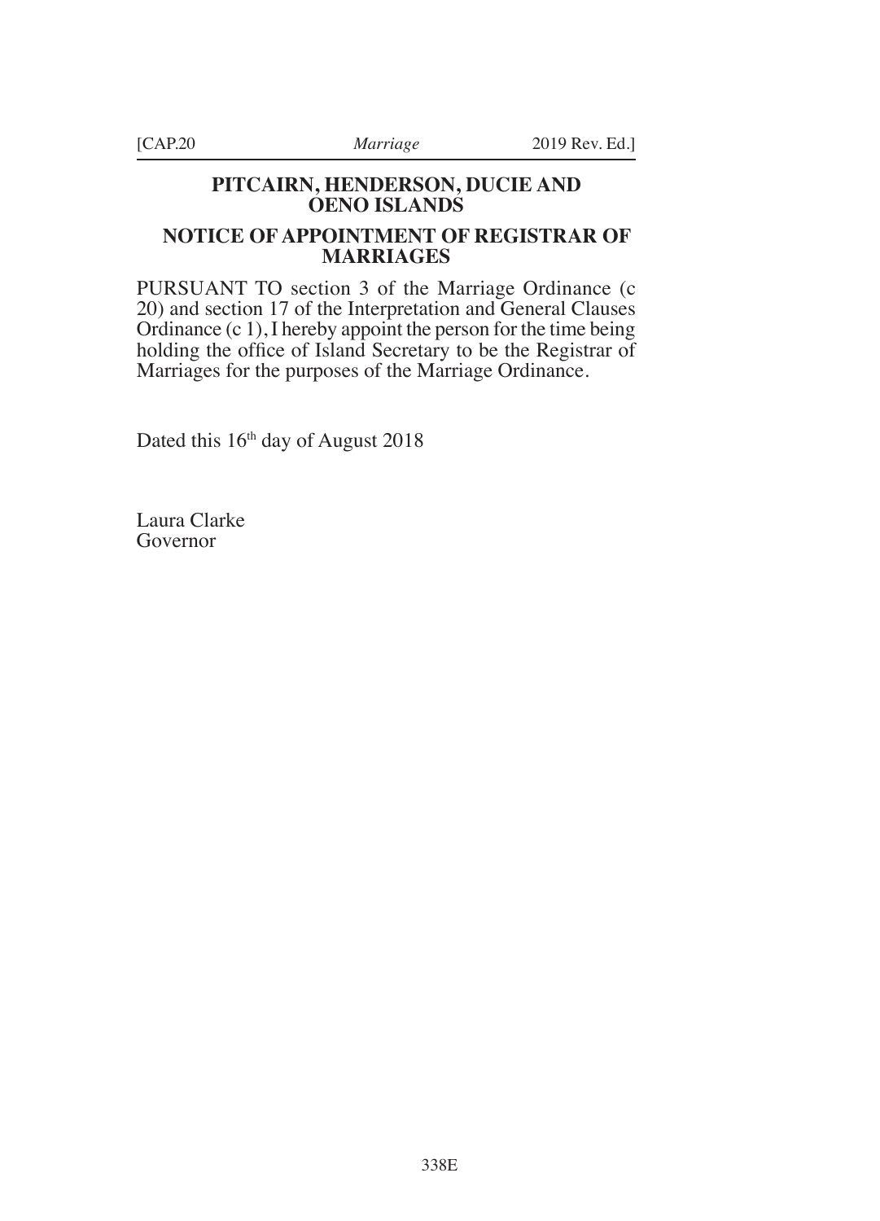## PITCAIRN, HENDERSON, DUCIE AND OENO ISLANDS

## NOTICE OF APPOINTMENT OF REGISTRAR OF MARRIAGES

PURSUANT TO section 3 of the Marriage Ordinance (c 20) and section 17 of the Interpretation and General Clauses Ordinance (c 1), I hereby appoint the person for the time being holding the office of Island Secretary to be the Registrar of Marriages for the purposes of the Marriage Ordinance.

Dated this 16th day of August 2018

Laura Clarke
Governor